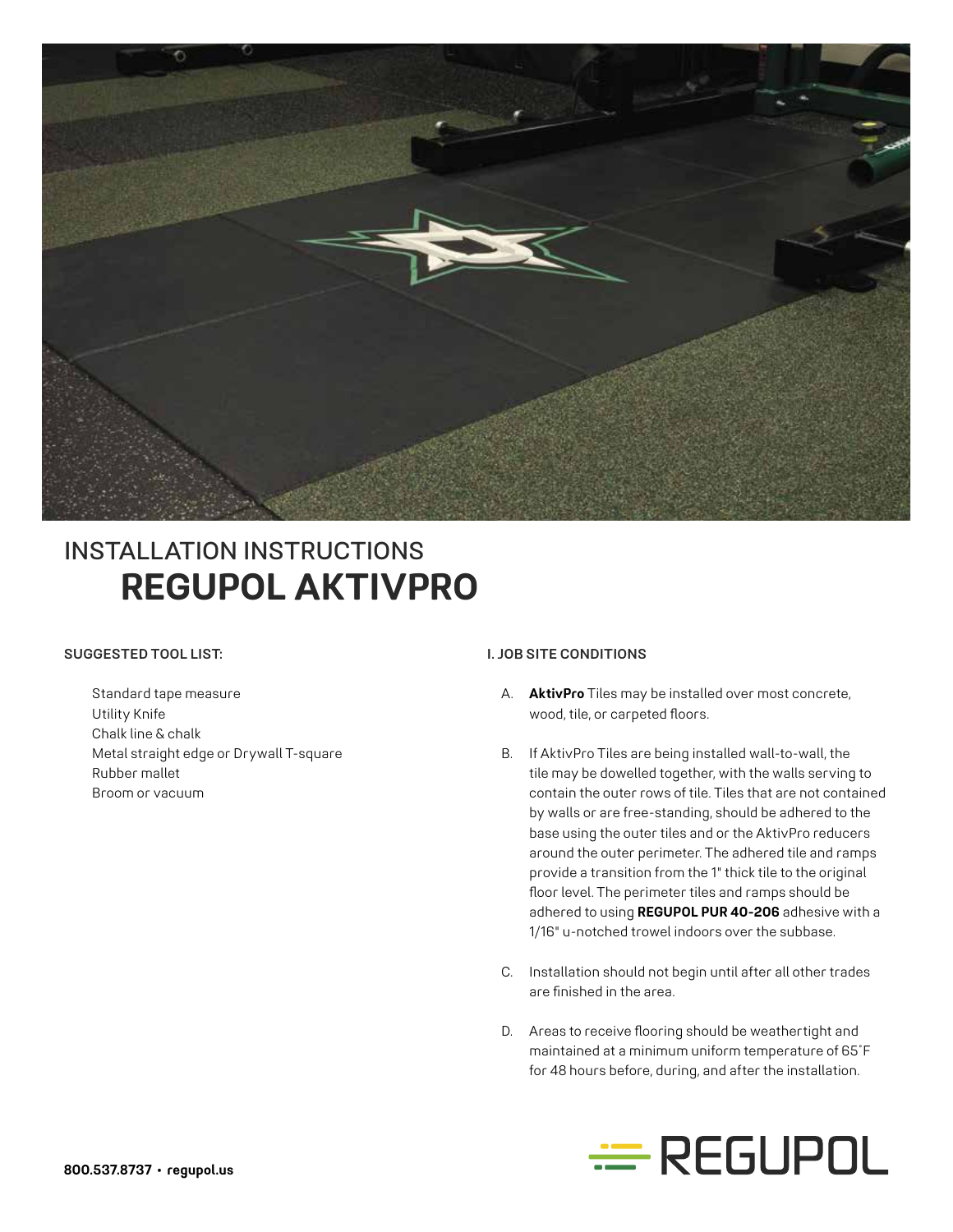# INSTALLATION INSTRUCTIONS
# REGUPOL AKTIVPRO

**SUGGESTED TOOL LIST:**

Standard tape measure
Utility Knife
Chalk line & chalk
Metal straight edge or Drywall T-square
Rubber mallet
Broom or vacuum

**I. JOB SITE CONDITIONS**

A. **AktivPro** Tiles may be installed over most concrete, wood, tile, or carpeted floors.

B. If AktivPro Tiles are being installed wall-to-wall, the tile may be dowelled together, with the walls serving to contain the outer rows of tile. Tiles that are not contained by walls or are free-standing, should be adhered to the base using the outer tiles and or the AktivPro reducers around the outer perimeter. The adhered tile and ramps provide a transition from the 1" thick tile to the original floor level. The perimeter tiles and ramps should be adhered to using **REGUPOL PUR 40-206** adhesive with a 1/16" u-notched trowel indoors over the subbase.

C. Installation should not begin until after all other trades are finished in the area.

D. Areas to receive flooring should be weathertight and maintained at a minimum uniform temperature of 65˚F for 48 hours before, during, and after the installation.

**800.537.8737 • regupol.us**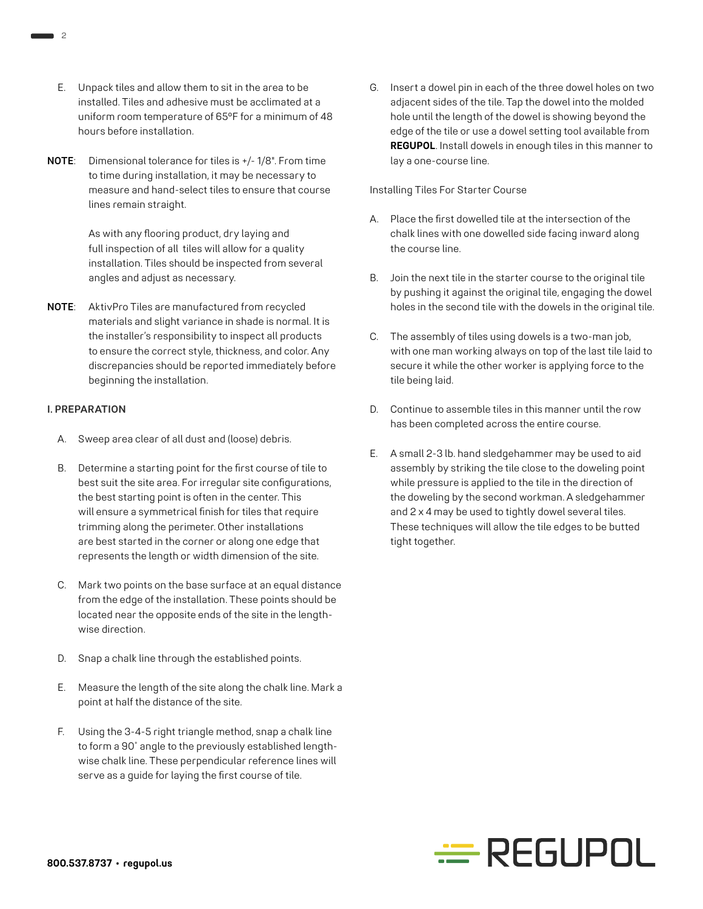E. Unpack tiles and allow them to sit in the area to be installed. Tiles and adhesive must be acclimated at a uniform room temperature of 65°F for a minimum of 48 hours before installation.

**NOTE**: Dimensional tolerance for tiles is +/- 1/8". From time to time during installation, it may be necessary to measure and hand-select tiles to ensure that course lines remain straight.

As with any flooring product, dry laying and full inspection of all tiles will allow for a quality installation. Tiles should be inspected from several angles and adjust as necessary.

**NOTE**: AktivPro Tiles are manufactured from recycled materials and slight variance in shade is normal. It is the installer's responsibility to inspect all products to ensure the correct style, thickness, and color. Any discrepancies should be reported immediately before beginning the installation.

**I. PREPARATION**

A. Sweep area clear of all dust and (loose) debris.

B. Determine a starting point for the first course of tile to best suit the site area. For irregular site configurations, the best starting point is often in the center. This will ensure a symmetrical finish for tiles that require trimming along the perimeter. Other installations are best started in the corner or along one edge that represents the length or width dimension of the site.

C. Mark two points on the base surface at an equal distance from the edge of the installation. These points should be located near the opposite ends of the site in the length-wise direction.

D. Snap a chalk line through the established points.

E. Measure the length of the site along the chalk line. Mark a point at half the distance of the site.

F. Using the 3-4-5 right triangle method, snap a chalk line to form a 90˚ angle to the previously established length-wise chalk line. These perpendicular reference lines will serve as a guide for laying the first course of tile.

G. Insert a dowel pin in each of the three dowel holes on two adjacent sides of the tile. Tap the dowel into the molded hole until the length of the dowel is showing beyond the edge of the tile or use a dowel setting tool available from **REGUPOL**. Install dowels in enough tiles in this manner to lay a one-course line.

Installing Tiles For Starter Course

A. Place the first dowelled tile at the intersection of the chalk lines with one dowelled side facing inward along the course line.

B. Join the next tile in the starter course to the original tile by pushing it against the original tile, engaging the dowel holes in the second tile with the dowels in the original tile.

C. The assembly of tiles using dowels is a two-man job, with one man working always on top of the last tile laid to secure it while the other worker is applying force to the tile being laid.

D. Continue to assemble tiles in this manner until the row has been completed across the entire course.

E. A small 2-3 lb. hand sledgehammer may be used to aid assembly by striking the tile close to the doweling point while pressure is applied to the tile in the direction of the doweling by the second workman. A sledgehammer and 2 x 4 may be used to tightly dowel several tiles. These techniques will allow the tile edges to be butted tight together.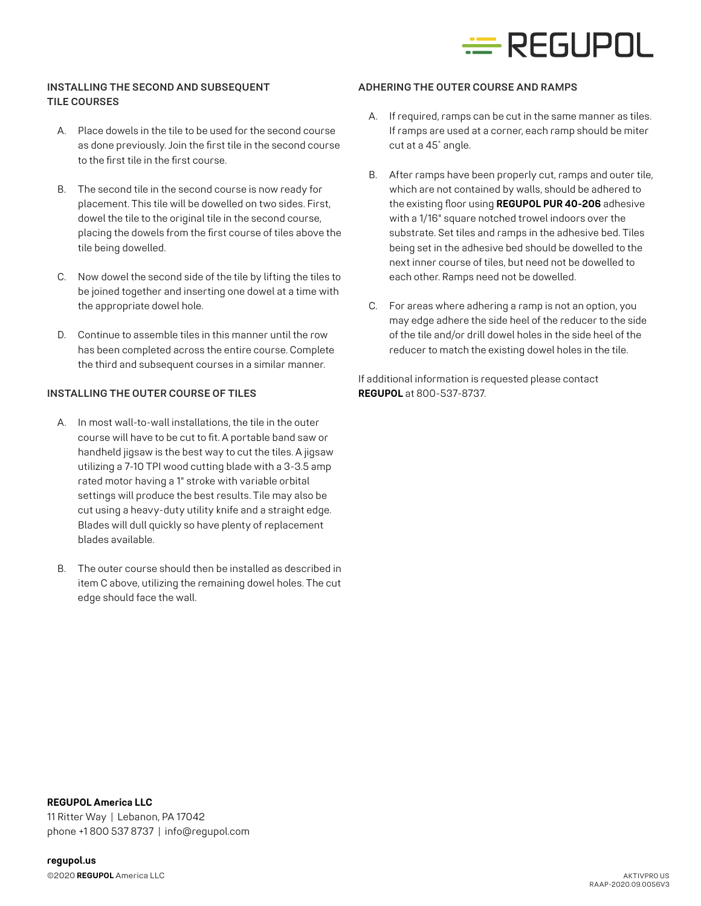## INSTALLING THE SECOND AND SUBSEQUENT TILE COURSES

A. Place dowels in the tile to be used for the second course as done previously. Join the first tile in the second course to the first tile in the first course.

B. The second tile in the second course is now ready for placement. This tile will be dowelled on two sides. First, dowel the tile to the original tile in the second course, placing the dowels from the first course of tiles above the tile being dowelled.

C. Now dowel the second side of the tile by lifting the tiles to be joined together and inserting one dowel at a time with the appropriate dowel hole.

D. Continue to assemble tiles in this manner until the row has been completed across the entire course. Complete the third and subsequent courses in a similar manner.

## INSTALLING THE OUTER COURSE OF TILES

A. In most wall-to-wall installations, the tile in the outer course will have to be cut to fit. A portable band saw or handheld jigsaw is the best way to cut the tiles. A jigsaw utilizing a 7-10 TPI wood cutting blade with a 3-3.5 amp rated motor having a 1" stroke with variable orbital settings will produce the best results. Tile may also be cut using a heavy-duty utility knife and a straight edge. Blades will dull quickly so have plenty of replacement blades available.

B. The outer course should then be installed as described in item C above, utilizing the remaining dowel holes. The cut edge should face the wall.

## ADHERING THE OUTER COURSE AND RAMPS

A. If required, ramps can be cut in the same manner as tiles. If ramps are used at a corner, each ramp should be miter cut at a 45˚ angle.

B. After ramps have been properly cut, ramps and outer tile, which are not contained by walls, should be adhered to the existing floor using **REGUPOL PUR 40-206** adhesive with a 1/16" square notched trowel indoors over the substrate. Set tiles and ramps in the adhesive bed. Tiles being set in the adhesive bed should be dowelled to the next inner course of tiles, but need not be dowelled to each other. Ramps need not be dowelled.

C. For areas where adhering a ramp is not an option, you may edge adhere the side heel of the reducer to the side of the tile and/or drill dowel holes in the side heel of the reducer to match the existing dowel holes in the tile.

If additional information is requested please contact **REGUPOL** at 800-537-8737.

**REGUPOL America LLC**
11 Ritter Way | Lebanon, PA 17042
phone +1 800 537 8737 | info@regupol.com

**regupol.us**
©2020 **REGUPOL** America LLC

AKTIVPRO US
RAAP-2020.09.0056V3